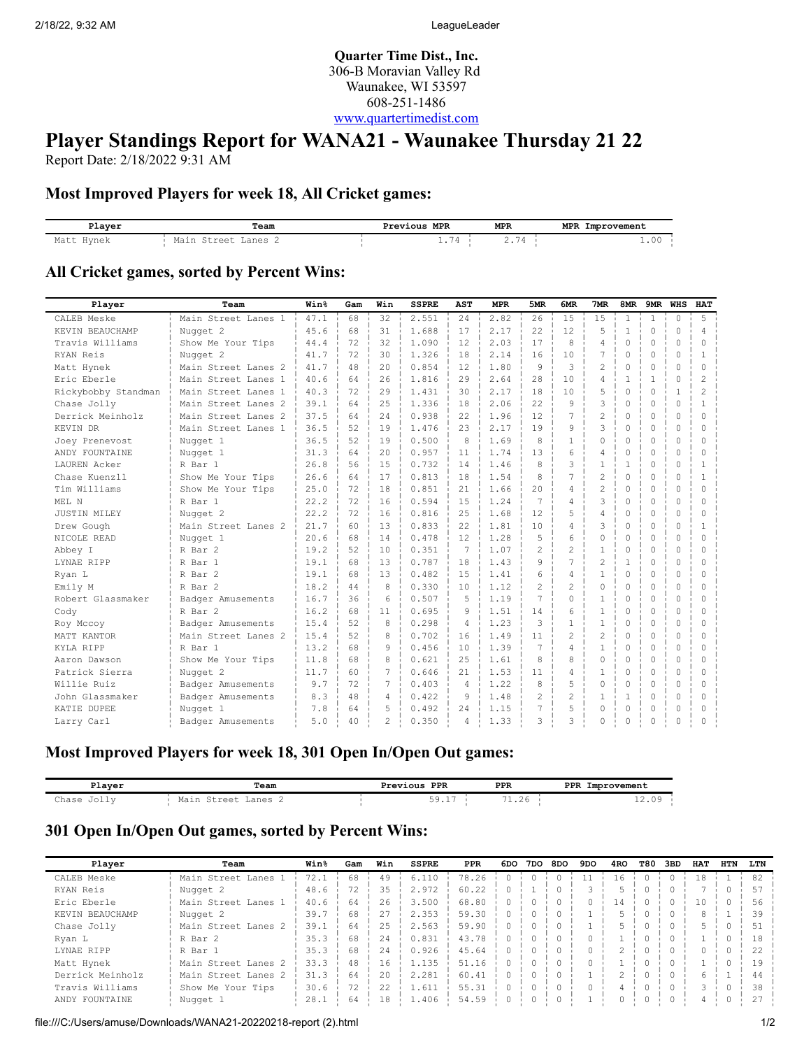**Quarter Time Dist., Inc.**
306-B Moravian Valley Rd
Waunakee, WI 53597
608-251-1486
www.quartertimedist.com

# Player Standings Report for WANA21 - Waunakee Thursday 21 22

Report Date: 2/18/2022 9:31 AM

## Most Improved Players for week 18, All Cricket games:

| Player | Team | Previous MPR | MPR | MPR Improvement |
|---|---|---|---|---|
| Matt Hynek | Main Street Lanes 2 | 1.74 | 2.74 | 1.00 |

## All Cricket games, sorted by Percent Wins:

| Player | Team | Win% | Gam | Win | SSPRE | AST | MPR | 5MR | 6MR | 7MR | 8MR | 9MR | WHS | HAT |
|---|---|---|---|---|---|---|---|---|---|---|---|---|---|---|
| CALEB Meske | Main Street Lanes 1 | 47.1 | 68 | 32 | 2.551 | 24 | 2.82 | 26 | 15 | 15 | 1 | 1 | 0 | 5 |
| KEVIN BEAUCHAMP | Nugget 2 | 45.6 | 68 | 31 | 1.688 | 17 | 2.17 | 22 | 12 | 5 | 1 | 0 | 0 | 4 |
| Travis Williams | Show Me Your Tips | 44.4 | 72 | 32 | 1.090 | 12 | 2.03 | 17 | 8 | 4 | 0 | 0 | 0 | 0 |
| RYAN Reis | Nugget 2 | 41.7 | 72 | 30 | 1.326 | 18 | 2.14 | 16 | 10 | 7 | 0 | 0 | 0 | 1 |
| Matt Hynek | Main Street Lanes 2 | 41.7 | 48 | 20 | 0.854 | 12 | 1.80 | 9 | 3 | 2 | 0 | 0 | 0 | 0 |
| Eric Eberle | Main Street Lanes 1 | 40.6 | 64 | 26 | 1.816 | 29 | 2.64 | 28 | 10 | 4 | 1 | 1 | 0 | 2 |
| Rickybobby Standman | Main Street Lanes 1 | 40.3 | 72 | 29 | 1.431 | 30 | 2.17 | 18 | 10 | 5 | 0 | 0 | 1 | 2 |
| Chase Jolly | Main Street Lanes 2 | 39.1 | 64 | 25 | 1.336 | 18 | 2.06 | 22 | 9 | 3 | 0 | 0 | 0 | 1 |
| Derrick Meinholz | Main Street Lanes 2 | 37.5 | 64 | 24 | 0.938 | 22 | 1.96 | 12 | 7 | 2 | 0 | 0 | 0 | 0 |
| KEVIN DR | Main Street Lanes 1 | 36.5 | 52 | 19 | 1.476 | 23 | 2.17 | 19 | 9 | 3 | 0 | 0 | 0 | 0 |
| Joey Prenevost | Nugget 1 | 36.5 | 52 | 19 | 0.500 | 8 | 1.69 | 8 | 1 | 0 | 0 | 0 | 0 | 0 |
| ANDY FOUNTAINE | Nugget 1 | 31.3 | 64 | 20 | 0.957 | 11 | 1.74 | 13 | 6 | 4 | 0 | 0 | 0 | 0 |
| LAUREN Acker | R Bar 1 | 26.8 | 56 | 15 | 0.732 | 14 | 1.46 | 8 | 3 | 1 | 1 | 0 | 0 | 1 |
| Chase Kuenzll | Show Me Your Tips | 26.6 | 64 | 17 | 0.813 | 18 | 1.54 | 8 | 7 | 2 | 0 | 0 | 0 | 1 |
| Tim Williams | Show Me Your Tips | 25.0 | 72 | 18 | 0.851 | 21 | 1.66 | 20 | 4 | 2 | 0 | 0 | 0 | 0 |
| MEL N | R Bar 1 | 22.2 | 72 | 16 | 0.594 | 15 | 1.24 | 7 | 4 | 3 | 0 | 0 | 0 | 0 |
| JUSTIN MILEY | Nugget 2 | 22.2 | 72 | 16 | 0.816 | 25 | 1.68 | 12 | 5 | 4 | 0 | 0 | 0 | 0 |
| Drew Gough | Main Street Lanes 2 | 21.7 | 60 | 13 | 0.833 | 22 | 1.81 | 10 | 4 | 3 | 0 | 0 | 0 | 1 |
| NICOLE READ | Nugget 1 | 20.6 | 68 | 14 | 0.478 | 12 | 1.28 | 5 | 6 | 0 | 0 | 0 | 0 | 0 |
| Abbey I | R Bar 2 | 19.2 | 52 | 10 | 0.351 | 7 | 1.07 | 2 | 2 | 1 | 0 | 0 | 0 | 0 |
| LYNAE RIPP | R Bar 1 | 19.1 | 68 | 13 | 0.787 | 18 | 1.43 | 9 | 7 | 2 | 1 | 0 | 0 | 0 |
| Ryan L | R Bar 2 | 19.1 | 68 | 13 | 0.482 | 15 | 1.41 | 6 | 4 | 1 | 0 | 0 | 0 | 0 |
| Emily M | R Bar 2 | 18.2 | 44 | 8 | 0.330 | 10 | 1.12 | 2 | 2 | 0 | 0 | 0 | 0 | 0 |
| Robert Glassmaker | Badger Amusements | 16.7 | 36 | 6 | 0.507 | 5 | 1.19 | 7 | 0 | 1 | 0 | 0 | 0 | 0 |
| Cody | R Bar 2 | 16.2 | 68 | 11 | 0.695 | 9 | 1.51 | 14 | 6 | 1 | 0 | 0 | 0 | 0 |
| Roy Mccoy | Badger Amusements | 15.4 | 52 | 8 | 0.298 | 4 | 1.23 | 3 | 1 | 1 | 0 | 0 | 0 | 0 |
| MATT KANTOR | Main Street Lanes 2 | 15.4 | 52 | 8 | 0.702 | 16 | 1.49 | 11 | 2 | 2 | 0 | 0 | 0 | 0 |
| KYLA RIPP | R Bar 1 | 13.2 | 68 | 9 | 0.456 | 10 | 1.39 | 7 | 4 | 1 | 0 | 0 | 0 | 0 |
| Aaron Dawson | Show Me Your Tips | 11.8 | 68 | 8 | 0.621 | 25 | 1.61 | 8 | 8 | 0 | 0 | 0 | 0 | 0 |
| Patrick Sierra | Nugget 2 | 11.7 | 60 | 7 | 0.646 | 21 | 1.53 | 11 | 4 | 1 | 0 | 0 | 0 | 0 |
| Willie Ruiz | Badger Amusements | 9.7 | 72 | 7 | 0.403 | 4 | 1.22 | 8 | 5 | 0 | 0 | 0 | 0 | 0 |
| John Glassmaker | Badger Amusements | 8.3 | 48 | 4 | 0.422 | 9 | 1.48 | 2 | 2 | 1 | 1 | 0 | 0 | 0 |
| KATIE DUPEE | Nugget 1 | 7.8 | 64 | 5 | 0.492 | 24 | 1.15 | 7 | 5 | 0 | 0 | 0 | 0 | 0 |
| Larry Carl | Badger Amusements | 5.0 | 40 | 2 | 0.350 | 4 | 1.33 | 3 | 3 | 0 | 0 | 0 | 0 | 0 |

## Most Improved Players for week 18, 301 Open In/Open Out games:

| Player | Team | Previous PPR | PPR | PPR Improvement |
|---|---|---|---|---|
| Chase Jolly | Main Street Lanes 2 | 59.17 | 71.26 | 12.09 |

## 301 Open In/Open Out games, sorted by Percent Wins:

| Player | Team | Win% | Gam | Win | SSPRE | PPR | 6DO | 7DO | 8DO | 9DO | 4RO | T80 | 3BD | HAT | HTN | LTN |
|---|---|---|---|---|---|---|---|---|---|---|---|---|---|---|---|---|
| CALEB Meske | Main Street Lanes 1 | 72.1 | 68 | 49 | 6.110 | 78.26 | 0 | 0 | 0 | 11 | 16 | 0 | 0 | 18 | 1 | 82 |
| RYAN Reis | Nugget 2 | 48.6 | 72 | 35 | 2.972 | 60.22 | 0 | 1 | 0 | 3 | 5 | 0 | 0 | 7 | 0 | 57 |
| Eric Eberle | Main Street Lanes 1 | 40.6 | 64 | 26 | 3.500 | 68.80 | 0 | 0 | 0 | 0 | 14 | 0 | 0 | 10 | 0 | 56 |
| KEVIN BEAUCHAMP | Nugget 2 | 39.7 | 68 | 27 | 2.353 | 59.30 | 0 | 0 | 0 | 1 | 5 | 0 | 0 | 8 | 1 | 39 |
| Chase Jolly | Main Street Lanes 2 | 39.1 | 64 | 25 | 2.563 | 59.90 | 0 | 0 | 0 | 1 | 5 | 0 | 0 | 5 | 0 | 51 |
| Ryan L | R Bar 2 | 35.3 | 68 | 24 | 0.831 | 43.78 | 0 | 0 | 0 | 0 | 1 | 0 | 0 | 1 | 0 | 18 |
| LYNAE RIPP | R Bar 1 | 35.3 | 68 | 24 | 0.926 | 45.64 | 0 | 0 | 0 | 0 | 2 | 0 | 0 | 0 | 0 | 22 |
| Matt Hynek | Main Street Lanes 2 | 33.3 | 48 | 16 | 1.135 | 51.16 | 0 | 0 | 0 | 0 | 1 | 0 | 0 | 1 | 0 | 19 |
| Derrick Meinholz | Main Street Lanes 2 | 31.3 | 64 | 20 | 2.281 | 60.41 | 0 | 0 | 0 | 1 | 2 | 0 | 0 | 6 | 1 | 44 |
| Travis Williams | Show Me Your Tips | 30.6 | 72 | 22 | 1.611 | 55.31 | 0 | 0 | 0 | 0 | 4 | 0 | 0 | 3 | 0 | 38 |
| ANDY FOUNTAINE | Nugget 1 | 28.1 | 64 | 18 | 1.406 | 54.59 | 0 | 0 | 0 | 1 | 0 | 0 | 0 | 4 | 0 | 27 |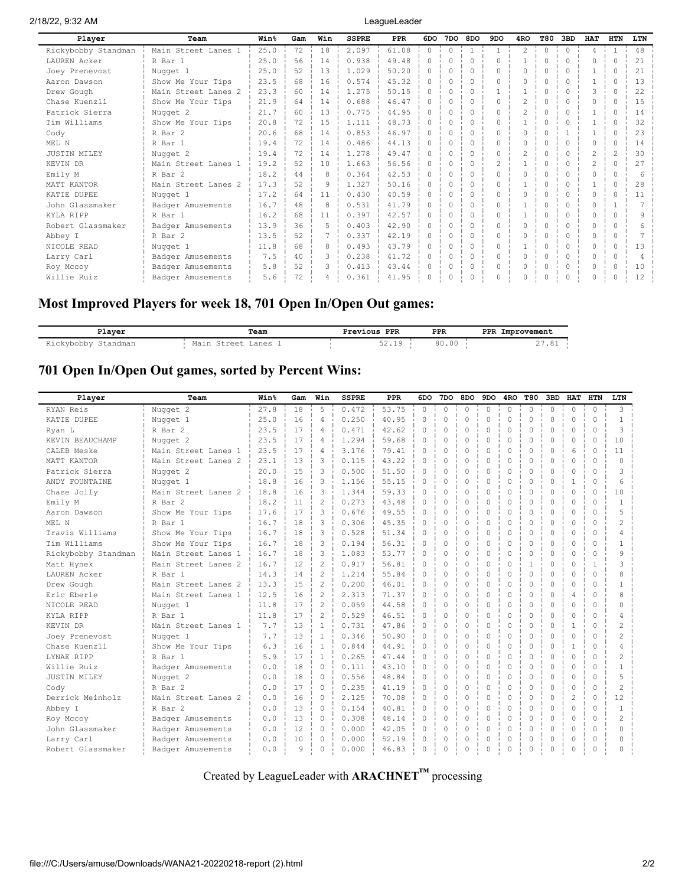| Player | Team | Win% | Gam | Win | SSPRE | PPR | 6DO | 7DO | 8DO | 9DO | 4RO | T80 | 3BD | HAT | HTN | LTN |
|---|---|---|---|---|---|---|---|---|---|---|---|---|---|---|---|---|
| Rickybobby Standman | Main Street Lanes 1 | 25.0 | 72 | 18 | 2.097 | 61.08 | 0 | 0 | 1 | 1 | 2 | 0 | 0 | 4 | 1 | 48 |
| LAUREN Acker | R Bar 1 | 25.0 | 56 | 14 | 0.938 | 49.48 | 0 | 0 | 0 | 0 | 1 | 0 | 0 | 0 | 0 | 21 |
| Joey Prenevost | Nugget 1 | 25.0 | 52 | 13 | 1.029 | 50.20 | 0 | 0 | 0 | 0 | 0 | 0 | 0 | 1 | 0 | 21 |
| Aaron Dawson | Show Me Your Tips | 23.5 | 68 | 16 | 0.574 | 45.32 | 0 | 0 | 0 | 0 | 0 | 0 | 0 | 1 | 0 | 13 |
| Drew Gough | Main Street Lanes 2 | 23.3 | 60 | 14 | 1.275 | 50.15 | 0 | 0 | 0 | 1 | 1 | 0 | 0 | 3 | 0 | 22 |
| Chase Kuenzll | Show Me Your Tips | 21.9 | 64 | 14 | 0.688 | 46.47 | 0 | 0 | 0 | 0 | 2 | 0 | 0 | 0 | 0 | 15 |
| Patrick Sierra | Nugget 2 | 21.7 | 60 | 13 | 0.775 | 44.95 | 0 | 0 | 0 | 0 | 2 | 0 | 0 | 1 | 0 | 14 |
| Tim Williams | Show Me Your Tips | 20.8 | 72 | 15 | 1.111 | 48.73 | 0 | 0 | 0 | 0 | 1 | 0 | 0 | 1 | 0 | 32 |
| Cody | R Bar 2 | 20.6 | 68 | 14 | 0.853 | 46.97 | 0 | 0 | 0 | 0 | 0 | 0 | 1 | 1 | 0 | 23 |
| MEL N | R Bar 1 | 19.4 | 72 | 14 | 0.486 | 44.13 | 0 | 0 | 0 | 0 | 0 | 0 | 0 | 0 | 0 | 14 |
| JUSTIN MILEY | Nugget 2 | 19.4 | 72 | 14 | 1.278 | 49.47 | 0 | 0 | 0 | 0 | 2 | 0 | 0 | 2 | 2 | 30 |
| KEVIN DR | Main Street Lanes 1 | 19.2 | 52 | 10 | 1.663 | 56.56 | 0 | 0 | 0 | 2 | 1 | 0 | 0 | 2 | 0 | 27 |
| Emily M | R Bar 2 | 18.2 | 44 | 8 | 0.364 | 42.53 | 0 | 0 | 0 | 0 | 0 | 0 | 0 | 0 | 0 | 6 |
| MATT KANTOR | Main Street Lanes 2 | 17.3 | 52 | 9 | 1.327 | 50.16 | 0 | 0 | 0 | 0 | 1 | 0 | 0 | 1 | 0 | 28 |
| KATIE DUPEE | Nugget 1 | 17.2 | 64 | 11 | 0.430 | 40.59 | 0 | 0 | 0 | 0 | 0 | 0 | 0 | 0 | 0 | 11 |
| John Glassmaker | Badger Amusements | 16.7 | 48 | 8 | 0.531 | 41.79 | 0 | 0 | 0 | 0 | 1 | 0 | 0 | 0 | 1 | 7 |
| KYLA RIPP | R Bar 1 | 16.2 | 68 | 11 | 0.397 | 42.57 | 0 | 0 | 0 | 0 | 1 | 0 | 0 | 0 | 0 | 9 |
| Robert Glassmaker | Badger Amusements | 13.9 | 36 | 5 | 0.403 | 42.90 | 0 | 0 | 0 | 0 | 0 | 0 | 0 | 0 | 0 | 6 |
| Abbey I | R Bar 2 | 13.5 | 52 | 7 | 0.337 | 42.19 | 0 | 0 | 0 | 0 | 0 | 0 | 0 | 0 | 0 | 7 |
| NICOLE READ | Nugget 1 | 11.8 | 68 | 8 | 0.493 | 43.79 | 0 | 0 | 0 | 0 | 1 | 0 | 0 | 0 | 0 | 13 |
| Larry Carl | Badger Amusements | 7.5 | 40 | 3 | 0.238 | 41.72 | 0 | 0 | 0 | 0 | 0 | 0 | 0 | 0 | 0 | 4 |
| Roy Mccoy | Badger Amusements | 5.8 | 52 | 3 | 0.413 | 43.44 | 0 | 0 | 0 | 0 | 0 | 0 | 0 | 0 | 0 | 10 |
| Willie Ruiz | Badger Amusements | 5.6 | 72 | 4 | 0.361 | 41.95 | 0 | 0 | 0 | 0 | 0 | 0 | 0 | 0 | 0 | 12 |

## Most Improved Players for week 18, 701 Open In/Open Out games:

| Player | Team | Previous PPR | PPR | PPR Improvement |
|---|---|---|---|---|
| Rickybobby Standman | Main Street Lanes 1 | 52.19 | 80.00 | 27.81 |

## 701 Open In/Open Out games, sorted by Percent Wins:

| Player | Team | Win% | Gam | Win | SSPRE | PPR | 6DO | 7DO | 8DO | 9DO | 4RO | T80 | 3BD | HAT | HTN | LTN |
|---|---|---|---|---|---|---|---|---|---|---|---|---|---|---|---|---|
| RYAN Reis | Nugget 2 | 27.8 | 18 | 5 | 0.472 | 53.75 | 0 | 0 | 0 | 0 | 0 | 0 | 0 | 0 | 0 | 3 |
| KATIE DUPEE | Nugget 1 | 25.0 | 16 | 4 | 0.250 | 40.95 | 0 | 0 | 0 | 0 | 0 | 0 | 0 | 0 | 0 | 1 |
| Ryan L | R Bar 2 | 23.5 | 17 | 4 | 0.471 | 42.62 | 0 | 0 | 0 | 0 | 0 | 0 | 0 | 0 | 0 | 3 |
| KEVIN BEAUCHAMP | Nugget 2 | 23.5 | 17 | 4 | 1.294 | 59.68 | 0 | 0 | 0 | 0 | 0 | 0 | 0 | 0 | 0 | 10 |
| CALEB Meske | Main Street Lanes 1 | 23.5 | 17 | 4 | 3.176 | 79.41 | 0 | 0 | 0 | 0 | 0 | 0 | 0 | 6 | 0 | 11 |
| MATT KANTOR | Main Street Lanes 2 | 23.1 | 13 | 3 | 0.115 | 43.22 | 0 | 0 | 0 | 0 | 0 | 0 | 0 | 0 | 0 | 0 |
| Patrick Sierra | Nugget 2 | 20.0 | 15 | 3 | 0.500 | 51.50 | 0 | 0 | 0 | 0 | 0 | 0 | 0 | 0 | 0 | 3 |
| ANDY FOUNTAINE | Nugget 1 | 18.8 | 16 | 3 | 1.156 | 55.15 | 0 | 0 | 0 | 0 | 0 | 0 | 0 | 1 | 0 | 6 |
| Chase Jolly | Main Street Lanes 2 | 18.8 | 16 | 3 | 1.344 | 59.33 | 0 | 0 | 0 | 0 | 0 | 0 | 0 | 0 | 0 | 10 |
| Emily M | R Bar 2 | 18.2 | 11 | 2 | 0.273 | 43.48 | 0 | 0 | 0 | 0 | 0 | 0 | 0 | 0 | 0 | 1 |
| Aaron Dawson | Show Me Your Tips | 17.6 | 17 | 3 | 0.676 | 49.55 | 0 | 0 | 0 | 0 | 0 | 0 | 0 | 0 | 0 | 5 |
| MEL N | R Bar 1 | 16.7 | 18 | 3 | 0.306 | 45.35 | 0 | 0 | 0 | 0 | 0 | 0 | 0 | 0 | 0 | 2 |
| Travis Williams | Show Me Your Tips | 16.7 | 18 | 3 | 0.528 | 51.34 | 0 | 0 | 0 | 0 | 0 | 0 | 0 | 0 | 0 | 4 |
| Tim Williams | Show Me Your Tips | 16.7 | 18 | 3 | 0.194 | 56.31 | 0 | 0 | 0 | 0 | 0 | 0 | 0 | 0 | 0 | 1 |
| Rickybobby Standman | Main Street Lanes 1 | 16.7 | 18 | 3 | 1.083 | 53.77 | 0 | 0 | 0 | 0 | 0 | 0 | 0 | 0 | 0 | 9 |
| Matt Hynek | Main Street Lanes 2 | 16.7 | 12 | 2 | 0.917 | 56.81 | 0 | 0 | 0 | 0 | 0 | 1 | 0 | 0 | 1 | 3 |
| LAUREN Acker | R Bar 1 | 14.3 | 14 | 2 | 1.214 | 55.84 | 0 | 0 | 0 | 0 | 0 | 0 | 0 | 0 | 0 | 8 |
| Drew Gough | Main Street Lanes 2 | 13.3 | 15 | 2 | 0.200 | 46.01 | 0 | 0 | 0 | 0 | 0 | 0 | 0 | 0 | 0 | 1 |
| Eric Eberle | Main Street Lanes 1 | 12.5 | 16 | 2 | 2.313 | 71.37 | 0 | 0 | 0 | 0 | 0 | 0 | 0 | 4 | 0 | 8 |
| NICOLE READ | Nugget 1 | 11.8 | 17 | 2 | 0.059 | 44.58 | 0 | 0 | 0 | 0 | 0 | 0 | 0 | 0 | 0 | 0 |
| KYLA RIPP | R Bar 1 | 11.8 | 17 | 2 | 0.529 | 46.51 | 0 | 0 | 0 | 0 | 0 | 0 | 0 | 0 | 0 | 4 |
| KEVIN DR | Main Street Lanes 1 | 7.7 | 13 | 1 | 0.731 | 47.86 | 0 | 0 | 0 | 0 | 0 | 0 | 0 | 1 | 0 | 2 |
| Joey Prenevost | Nugget 1 | 7.7 | 13 | 1 | 0.346 | 50.90 | 0 | 0 | 0 | 0 | 0 | 0 | 0 | 0 | 0 | 2 |
| Chase Kuenzll | Show Me Your Tips | 6.3 | 16 | 1 | 0.844 | 44.91 | 0 | 0 | 0 | 0 | 0 | 0 | 0 | 1 | 0 | 4 |
| LYNAE RIPP | R Bar 1 | 5.9 | 17 | 1 | 0.265 | 47.44 | 0 | 0 | 0 | 0 | 0 | 0 | 0 | 0 | 0 | 2 |
| Willie Ruiz | Badger Amusements | 0.0 | 18 | 0 | 0.111 | 43.10 | 0 | 0 | 0 | 0 | 0 | 0 | 0 | 0 | 0 | 1 |
| JUSTIN MILEY | Nugget 2 | 0.0 | 18 | 0 | 0.556 | 48.84 | 0 | 0 | 0 | 0 | 0 | 0 | 0 | 0 | 0 | 5 |
| Cody | R Bar 2 | 0.0 | 17 | 0 | 0.235 | 41.19 | 0 | 0 | 0 | 0 | 0 | 0 | 0 | 0 | 0 | 2 |
| Derrick Meinholz | Main Street Lanes 2 | 0.0 | 16 | 0 | 2.125 | 70.08 | 0 | 0 | 0 | 0 | 0 | 0 | 0 | 2 | 0 | 12 |
| Abbey I | R Bar 2 | 0.0 | 13 | 0 | 0.154 | 40.81 | 0 | 0 | 0 | 0 | 0 | 0 | 0 | 0 | 0 | 1 |
| Roy Mccoy | Badger Amusements | 0.0 | 13 | 0 | 0.308 | 48.14 | 0 | 0 | 0 | 0 | 0 | 0 | 0 | 0 | 0 | 2 |
| John Glassmaker | Badger Amusements | 0.0 | 12 | 0 | 0.000 | 42.05 | 0 | 0 | 0 | 0 | 0 | 0 | 0 | 0 | 0 | 0 |
| Larry Carl | Badger Amusements | 0.0 | 10 | 0 | 0.000 | 52.19 | 0 | 0 | 0 | 0 | 0 | 0 | 0 | 0 | 0 | 0 |
| Robert Glassmaker | Badger Amusements | 0.0 | 9 | 0 | 0.000 | 46.83 | 0 | 0 | 0 | 0 | 0 | 0 | 0 | 0 | 0 | 0 |

Created by LeagueLeader with **ARACHNET™** processing